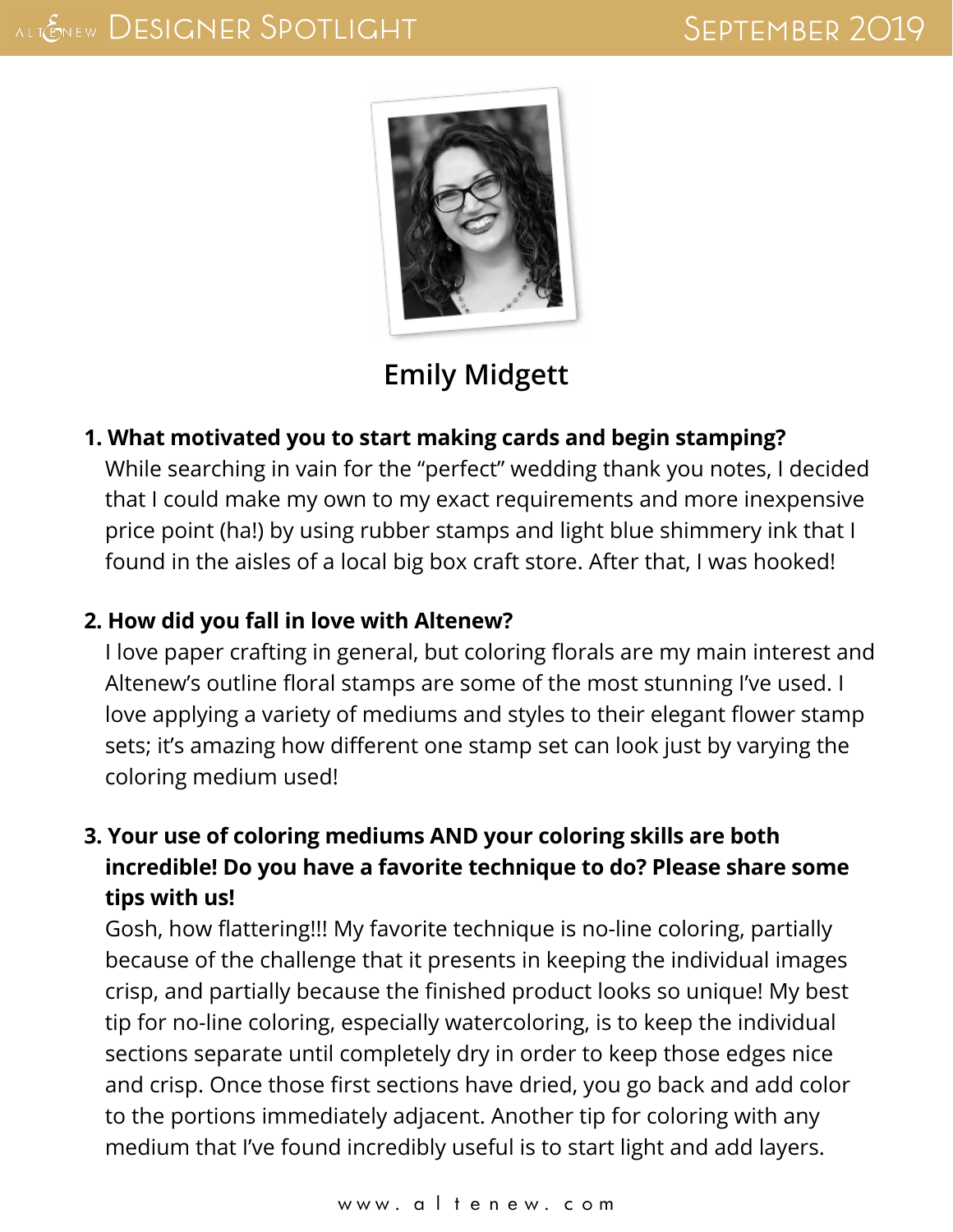# Designer Spotlight

September 2019

## Emily Midgett

**1. What motivated you to start making cards and begin stamping?**

While searching in vain for the "perfect" wedding thank you notes, I decided that I could make my own to my exact requirements and more inexpensive price point (ha!) by using rubber stamps and light blue shimmery ink that I found in the aisles of a local big box craft store. After that, I was hooked!

**2. How did you fall in love with Altenew?**

I love paper crafting in general, but coloring florals are my main interest and Altenew's outline floral stamps are some of the most stunning I've used. I love applying a variety of mediums and styles to their elegant flower stamp sets; it's amazing how different one stamp set can look just by varying the coloring medium used!

**3. Your use of coloring mediums AND your coloring skills are both incredible! Do you have a favorite technique to do? Please share some tips with us!**

Gosh, how flattering!!! My favorite technique is no-line coloring, partially because of the challenge that it presents in keeping the individual images crisp, and partially because the finished product looks so unique! My best tip for no-line coloring, especially watercoloring, is to keep the individual sections separate until completely dry in order to keep those edges nice and crisp. Once those first sections have dried, you go back and add color to the portions immediately adjacent. Another tip for coloring with any medium that I've found incredibly useful is to start light and add layers.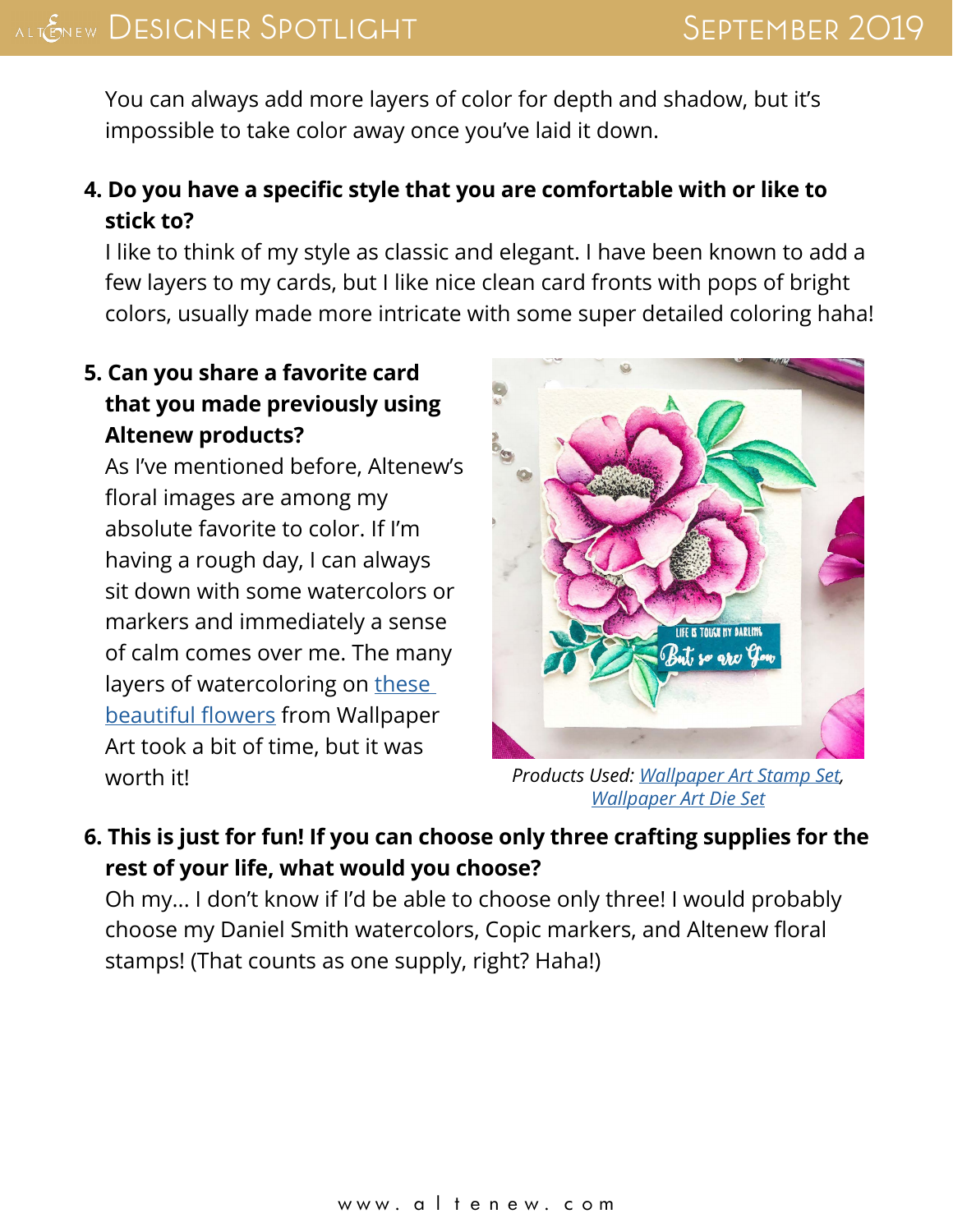You can always add more layers of color for depth and shadow, but it's impossible to take color away once you've laid it down.

**4. Do you have a specific style that you are comfortable with or like to stick to?**

I like to think of my style as classic and elegant. I have been known to add a few layers to my cards, but I like nice clean card fronts with pops of bright colors, usually made more intricate with some super detailed coloring haha!

**5. Can you share a favorite card that you made previously using Altenew products?**

As I've mentioned before, Altenew's floral images are among my absolute favorite to color. If I'm having a rough day, I can always sit down with some watercolors or markers and immediately a sense of calm comes over me. The many layers of watercoloring on these beautiful flowers from Wallpaper Art took a bit of time, but it was worth it!

*Products Used: Wallpaper Art Stamp Set, Wallpaper Art Die Set*

**6. This is just for fun! If you can choose only three crafting supplies for the rest of your life, what would you choose?**

Oh my... I don't know if I'd be able to choose only three! I would probably choose my Daniel Smith watercolors, Copic markers, and Altenew floral stamps! (That counts as one supply, right? Haha!)